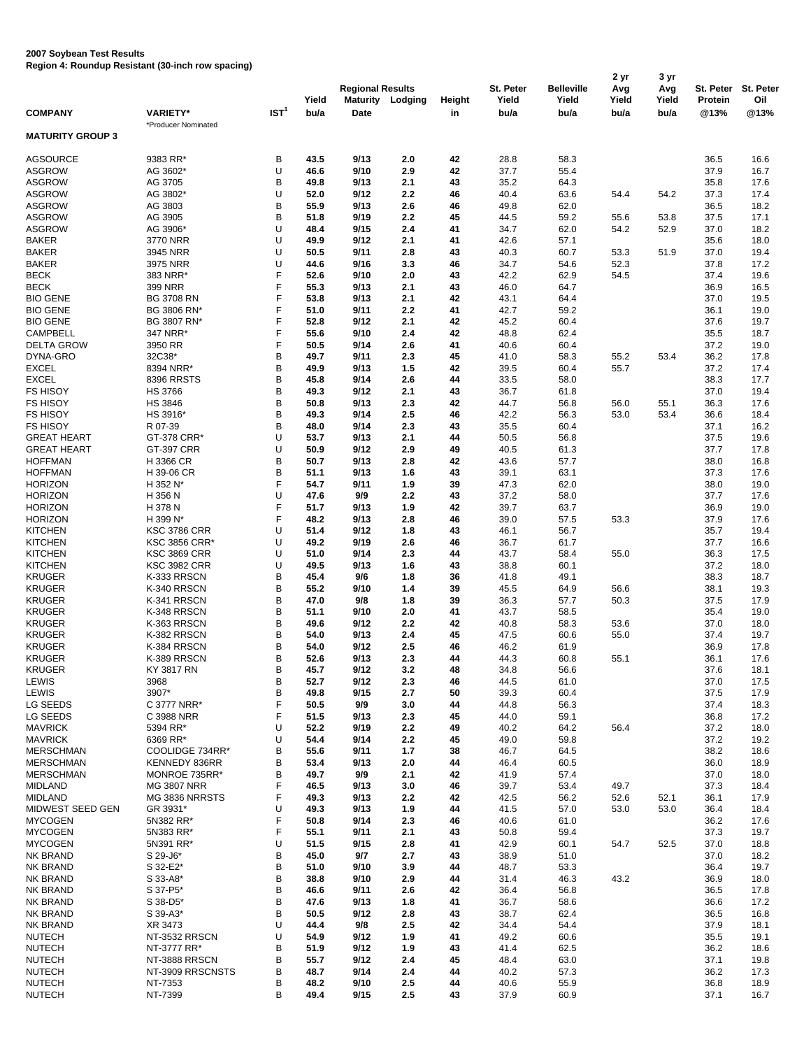**2007 Soybean Test Results**
**Region 4: Roundup Resistant (30-inch row spacing)**

| | | | Regional Results | | | | St. Peter | Belleville | 2 yr Avg | 3 yr Avg | St. Peter | St. Peter |
|---|---|---|---|---|---|---|---|---|---|---|---|---|
| | | | Yield | Maturity | Lodging | Height | Yield | Yield | Yield | Yield | Protein | Oil |
| **COMPANY** | **VARIETY*** *Producer Nominated | IST[1] | bu/a | Date | | in | bu/a | bu/a | bu/a | bu/a | @13% | @13% |
| **MATURITY GROUP 3** | | | | | | | | | | | | |
| AGSOURCE | 9383 RR* | B | 43.5 | 9/13 | 2.0 | 42 | 28.8 | 58.3 | | | 36.5 | 16.6 |
| ASGROW | AG 3602* | U | 46.6 | 9/10 | 2.9 | 42 | 37.7 | 55.4 | | | 37.9 | 16.7 |
| ASGROW | AG 3705 | B | 49.8 | 9/13 | 2.1 | 43 | 35.2 | 64.3 | | | 35.8 | 17.6 |
| ASGROW | AG 3802* | U | 52.0 | 9/12 | 2.2 | 46 | 40.4 | 63.6 | 54.4 | 54.2 | 37.3 | 17.4 |
| ASGROW | AG 3803 | B | 55.9 | 9/13 | 2.6 | 46 | 49.8 | 62.0 | | | 36.5 | 18.2 |
| ASGROW | AG 3905 | B | 51.8 | 9/19 | 2.2 | 45 | 44.5 | 59.2 | 55.6 | 53.8 | 37.5 | 17.1 |
| ASGROW | AG 3906* | U | 48.4 | 9/15 | 2.4 | 41 | 34.7 | 62.0 | 54.2 | 52.9 | 37.0 | 18.2 |
| BAKER | 3770 NRR | U | 49.9 | 9/12 | 2.1 | 41 | 42.6 | 57.1 | | | 35.6 | 18.0 |
| BAKER | 3945 NRR | U | 50.5 | 9/11 | 2.8 | 43 | 40.3 | 60.7 | 53.3 | 51.9 | 37.0 | 19.4 |
| BAKER | 3975 NRR | U | 44.6 | 9/16 | 3.3 | 46 | 34.7 | 54.6 | 52.3 | | 37.8 | 17.2 |
| BECK | 383 NRR* | F | 52.6 | 9/10 | 2.0 | 43 | 42.2 | 62.9 | 54.5 | | 37.4 | 19.6 |
| BECK | 399 NRR | F | 55.3 | 9/13 | 2.1 | 43 | 46.0 | 64.7 | | | 36.9 | 16.5 |
| BIO GENE | BG 3708 RN | F | 53.8 | 9/13 | 2.1 | 42 | 43.1 | 64.4 | | | 37.0 | 19.5 |
| BIO GENE | BG 3806 RN* | F | 51.0 | 9/11 | 2.2 | 41 | 42.7 | 59.2 | | | 36.1 | 19.0 |
| BIO GENE | BG 3807 RN* | F | 52.8 | 9/12 | 2.1 | 42 | 45.2 | 60.4 | | | 37.6 | 19.7 |
| CAMPBELL | 347 NRR* | F | 55.6 | 9/10 | 2.4 | 42 | 48.8 | 62.4 | | | 35.5 | 18.7 |
| DELTA GROW | 3950 RR | F | 50.5 | 9/14 | 2.6 | 41 | 40.6 | 60.4 | | | 37.2 | 19.0 |
| DYNA-GRO | 32C38* | B | 49.7 | 9/11 | 2.3 | 45 | 41.0 | 58.3 | 55.2 | 53.4 | 36.2 | 17.8 |
| EXCEL | 8394 NRR* | B | 49.9 | 9/13 | 1.5 | 42 | 39.5 | 60.4 | 55.7 | | 37.2 | 17.4 |
| EXCEL | 8396 RRSTS | B | 45.8 | 9/14 | 2.6 | 44 | 33.5 | 58.0 | | | 38.3 | 17.7 |
| FS HISOY | HS 3766 | B | 49.3 | 9/12 | 2.1 | 43 | 36.7 | 61.8 | | | 37.0 | 19.4 |
| FS HISOY | HS 3846 | B | 50.8 | 9/13 | 2.3 | 42 | 44.7 | 56.8 | 56.0 | 55.1 | 36.3 | 17.6 |
| FS HISOY | HS 3916* | B | 49.3 | 9/14 | 2.5 | 46 | 42.2 | 56.3 | 53.0 | 53.4 | 36.6 | 18.4 |
| FS HISOY | R 07-39 | B | 48.0 | 9/14 | 2.3 | 43 | 35.5 | 60.4 | | | 37.1 | 16.2 |
| GREAT HEART | GT-378 CRR* | U | 53.7 | 9/13 | 2.1 | 44 | 50.5 | 56.8 | | | 37.5 | 19.6 |
| GREAT HEART | GT-397 CRR | U | 50.9 | 9/12 | 2.9 | 49 | 40.5 | 61.3 | | | 37.7 | 17.8 |
| HOFFMAN | H 3366 CR | B | 50.7 | 9/13 | 2.8 | 42 | 43.6 | 57.7 | | | 38.0 | 16.8 |
| HOFFMAN | H 39-06 CR | B | 51.1 | 9/13 | 1.6 | 43 | 39.1 | 63.1 | | | 37.3 | 17.6 |
| HORIZON | H 352 N* | F | 54.7 | 9/11 | 1.9 | 39 | 47.3 | 62.0 | | | 38.0 | 19.0 |
| HORIZON | H 356 N | U | 47.6 | 9/9 | 2.2 | 43 | 37.2 | 58.0 | | | 37.7 | 17.6 |
| HORIZON | H 378 N | F | 51.7 | 9/13 | 1.9 | 42 | 39.7 | 63.7 | | | 36.9 | 19.0 |
| HORIZON | H 399 N* | F | 48.2 | 9/13 | 2.8 | 46 | 39.0 | 57.5 | 53.3 | | 37.9 | 17.6 |
| KITCHEN | KSC 3786 CRR | U | 51.4 | 9/12 | 1.8 | 43 | 46.1 | 56.7 | | | 35.7 | 19.4 |
| KITCHEN | KSC 3856 CRR* | U | 49.2 | 9/19 | 2.6 | 46 | 36.7 | 61.7 | | | 37.7 | 16.6 |
| KITCHEN | KSC 3869 CRR | U | 51.0 | 9/14 | 2.3 | 44 | 43.7 | 58.4 | 55.0 | | 36.3 | 17.5 |
| KITCHEN | KSC 3982 CRR | U | 49.5 | 9/13 | 1.6 | 43 | 38.8 | 60.1 | | | 37.2 | 18.0 |
| KRUGER | K-333 RRSCN | B | 45.4 | 9/6 | 1.8 | 36 | 41.8 | 49.1 | | | 38.3 | 18.7 |
| KRUGER | K-340 RRSCN | B | 55.2 | 9/10 | 1.4 | 39 | 45.5 | 64.9 | 56.6 | | 38.1 | 19.3 |
| KRUGER | K-341 RRSCN | B | 47.0 | 9/8 | 1.8 | 39 | 36.3 | 57.7 | 50.3 | | 37.5 | 17.9 |
| KRUGER | K-348 RRSCN | B | 51.1 | 9/10 | 2.0 | 41 | 43.7 | 58.5 | | | 35.4 | 19.0 |
| KRUGER | K-363 RRSCN | B | 49.6 | 9/12 | 2.2 | 42 | 40.8 | 58.3 | 53.6 | | 37.0 | 18.0 |
| KRUGER | K-382 RRSCN | B | 54.0 | 9/13 | 2.4 | 45 | 47.5 | 60.6 | 55.0 | | 37.4 | 19.7 |
| KRUGER | K-384 RRSCN | B | 54.0 | 9/12 | 2.5 | 46 | 46.2 | 61.9 | | | 36.9 | 17.8 |
| KRUGER | K-389 RRSCN | B | 52.6 | 9/13 | 2.3 | 44 | 44.3 | 60.8 | 55.1 | | 36.1 | 17.6 |
| KRUGER | KY 3817 RN | B | 45.7 | 9/12 | 3.2 | 48 | 34.8 | 56.6 | | | 37.6 | 18.1 |
| LEWIS | 3968 | B | 52.7 | 9/12 | 2.3 | 46 | 44.5 | 61.0 | | | 37.0 | 17.5 |
| LEWIS | 3907* | B | 49.8 | 9/15 | 2.7 | 50 | 39.3 | 60.4 | | | 37.5 | 17.9 |
| LG SEEDS | C 3777 NRR* | F | 50.5 | 9/9 | 3.0 | 44 | 44.8 | 56.3 | | | 37.4 | 18.3 |
| LG SEEDS | C 3988 NRR | F | 51.5 | 9/13 | 2.3 | 45 | 44.0 | 59.1 | | | 36.8 | 17.2 |
| MAVRICK | 5394 RR* | U | 52.2 | 9/19 | 2.2 | 49 | 40.2 | 64.2 | 56.4 | | 37.2 | 18.0 |
| MAVRICK | 6369 RR* | U | 54.4 | 9/14 | 2.2 | 45 | 49.0 | 59.8 | | | 37.2 | 19.2 |
| MERSCHMAN | COOLIDGE 734RR* | B | 55.6 | 9/11 | 1.7 | 38 | 46.7 | 64.5 | | | 38.2 | 18.6 |
| MERSCHMAN | KENNEDY 836RR | B | 53.4 | 9/13 | 2.0 | 44 | 46.4 | 60.5 | | | 36.0 | 18.9 |
| MERSCHMAN | MONROE 735RR* | B | 49.7 | 9/9 | 2.1 | 42 | 41.9 | 57.4 | | | 37.0 | 18.0 |
| MIDLAND | MG 3807 NRR | F | 46.5 | 9/13 | 3.0 | 46 | 39.7 | 53.4 | 49.7 | | 37.3 | 18.4 |
| MIDLAND | MG 3836 NRRSTS | F | 49.3 | 9/13 | 2.2 | 42 | 42.5 | 56.2 | 52.6 | 52.1 | 36.1 | 17.9 |
| MIDWEST SEED GEN | GR 3931* | U | 49.3 | 9/13 | 1.9 | 44 | 41.5 | 57.0 | 53.0 | 53.0 | 36.4 | 18.4 |
| MYCOGEN | 5N382 RR* | F | 50.8 | 9/14 | 2.3 | 46 | 40.6 | 61.0 | | | 36.2 | 17.6 |
| MYCOGEN | 5N383 RR* | F | 55.1 | 9/11 | 2.1 | 43 | 50.8 | 59.4 | | | 37.3 | 19.7 |
| MYCOGEN | 5N391 RR* | U | 51.5 | 9/15 | 2.8 | 41 | 42.9 | 60.1 | 54.7 | 52.5 | 37.0 | 18.8 |
| NK BRAND | S 29-J6* | B | 45.0 | 9/7 | 2.7 | 43 | 38.9 | 51.0 | | | 37.0 | 18.2 |
| NK BRAND | S 32-E2* | B | 51.0 | 9/10 | 3.9 | 44 | 48.7 | 53.3 | | | 36.4 | 19.7 |
| NK BRAND | S 33-A8* | B | 38.8 | 9/10 | 2.9 | 44 | 31.4 | 46.3 | 43.2 | | 36.9 | 18.0 |
| NK BRAND | S 37-P5* | B | 46.6 | 9/11 | 2.6 | 42 | 36.4 | 56.8 | | | 36.5 | 17.8 |
| NK BRAND | S 38-D5* | B | 47.6 | 9/13 | 1.8 | 41 | 36.7 | 58.6 | | | 36.6 | 17.2 |
| NK BRAND | S 39-A3* | B | 50.5 | 9/12 | 2.8 | 43 | 38.7 | 62.4 | | | 36.5 | 16.8 |
| NK BRAND | XR 3473 | U | 44.4 | 9/8 | 2.5 | 42 | 34.4 | 54.4 | | | 37.9 | 18.1 |
| NUTECH | NT-3532 RRSCN | U | 54.9 | 9/12 | 1.9 | 41 | 49.2 | 60.6 | | | 35.5 | 19.1 |
| NUTECH | NT-3777 RR* | B | 51.9 | 9/12 | 1.9 | 43 | 41.4 | 62.5 | | | 36.2 | 18.6 |
| NUTECH | NT-3888 RRSCN | B | 55.7 | 9/12 | 2.4 | 45 | 48.4 | 63.0 | | | 37.1 | 19.8 |
| NUTECH | NT-3909 RRSCNSTS | B | 48.7 | 9/14 | 2.4 | 44 | 40.2 | 57.3 | | | 36.2 | 17.3 |
| NUTECH | NT-7353 | B | 48.2 | 9/10 | 2.5 | 44 | 40.6 | 55.9 | | | 36.8 | 18.9 |
| NUTECH | NT-7399 | B | 49.4 | 9/15 | 2.5 | 43 | 37.9 | 60.9 | | | 37.1 | 16.7 |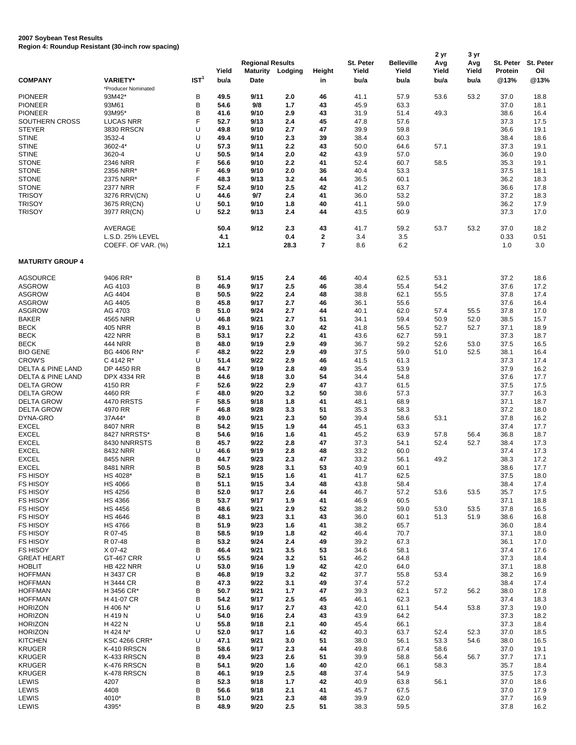**2007 Soybean Test Results**
**Region 4: Roundup Resistant (30-inch row spacing)**

| COMPANY | VARIETY* | IST[1] | Yield bu/a | Regional Results Maturity Date | Lodging | Height in | St. Peter Yield bu/a | Belleville Yield bu/a | 2 yr Avg Yield bu/a | 3 yr Avg Yield bu/a | St. Peter Protein @13% | St. Peter Oil @13% |
|---|---|---|---|---|---|---|---|---|---|---|---|---|
| | *Producer Nominated | | | | | | | | | | | |
| PIONEER | 93M42* | B | 49.5 | 9/11 | 2.0 | 46 | 41.1 | 57.9 | 53.6 | 53.2 | 37.0 | 18.8 |
| PIONEER | 93M61 | B | 54.6 | 9/8 | 1.7 | 43 | 45.9 | 63.3 | | | 37.0 | 18.1 |
| PIONEER | 93M95* | B | 41.6 | 9/10 | 2.9 | 43 | 31.9 | 51.4 | 49.3 | | 38.6 | 16.4 |
| SOUTHERN CROSS | LUCAS NRR | F | 52.7 | 9/13 | 2.4 | 45 | 47.8 | 57.6 | | | 37.3 | 17.5 |
| STEYER | 3830 RRSCN | U | 49.8 | 9/10 | 2.7 | 47 | 39.9 | 59.8 | | | 36.6 | 19.1 |
| STINE | 3532-4 | U | 49.4 | 9/10 | 2.3 | 39 | 38.4 | 60.3 | | | 38.4 | 18.6 |
| STINE | 3602-4* | U | 57.3 | 9/11 | 2.2 | 43 | 50.0 | 64.6 | 57.1 | | 37.3 | 19.1 |
| STINE | 3620-4 | U | 50.5 | 9/14 | 2.0 | 42 | 43.9 | 57.0 | | | 36.0 | 19.0 |
| STONE | 2346 NRR | F | 56.6 | 9/10 | 2.2 | 41 | 52.4 | 60.7 | 58.5 | | 35.3 | 19.1 |
| STONE | 2356 NRR* | F | 46.9 | 9/10 | 2.0 | 36 | 40.4 | 53.3 | | | 37.5 | 18.1 |
| STONE | 2375 NRR* | F | 48.3 | 9/13 | 3.2 | 44 | 36.5 | 60.1 | | | 36.2 | 18.3 |
| STONE | 2377 NRR | F | 52.4 | 9/10 | 2.5 | 42 | 41.2 | 63.7 | | | 36.6 | 17.8 |
| TRISOY | 3276 RRV(CN) | U | 44.6 | 9/7 | 2.4 | 41 | 36.0 | 53.2 | | | 37.2 | 18.3 |
| TRISOY | 3675 RR(CN) | U | 50.1 | 9/10 | 1.8 | 40 | 41.1 | 59.0 | | | 36.2 | 17.9 |
| TRISOY | 3977 RR(CN) | U | 52.2 | 9/13 | 2.4 | 44 | 43.5 | 60.9 | | | 37.3 | 17.0 |
| | AVERAGE | | 50.4 | 9/12 | 2.3 | 43 | 41.7 | 59.2 | 53.7 | 53.2 | 37.0 | 18.2 |
| | L.S.D. 25% LEVEL | | 4.1 | | 0.4 | 2 | 3.4 | 3.5 | | | 0.33 | 0.51 |
| | COEFF. OF VAR. (%) | | 12.1 | | 28.3 | 7 | 8.6 | 6.2 | | | 1.0 | 3.0 |

**MATURITY GROUP 4**

| COMPANY | VARIETY* | IST[1] | Yield bu/a | Regional Results Maturity Date | Lodging | Height in | St. Peter Yield bu/a | Belleville Yield bu/a | 2 yr Avg Yield bu/a | 3 yr Avg Yield bu/a | St. Peter Protein @13% | St. Peter Oil @13% |
|---|---|---|---|---|---|---|---|---|---|---|---|---|
| AGSOURCE | 9406 RR* | B | 51.4 | 9/15 | 2.4 | 46 | 40.4 | 62.5 | 53.1 | | 37.2 | 18.6 |
| ASGROW | AG 4103 | B | 46.9 | 9/17 | 2.5 | 46 | 38.4 | 55.4 | 54.2 | | 37.6 | 17.2 |
| ASGROW | AG 4404 | B | 50.5 | 9/22 | 2.4 | 48 | 38.8 | 62.1 | 55.5 | | 37.8 | 17.4 |
| ASGROW | AG 4405 | B | 45.8 | 9/17 | 2.7 | 46 | 36.1 | 55.6 | | | 37.6 | 16.4 |
| ASGROW | AG 4703 | B | 51.0 | 9/24 | 2.7 | 44 | 40.1 | 62.0 | 57.4 | 55.5 | 37.8 | 17.0 |
| BAKER | 4565 NRR | U | 46.8 | 9/21 | 2.7 | 51 | 34.1 | 59.4 | 50.9 | 52.0 | 38.5 | 15.7 |
| BECK | 405 NRR | B | 49.1 | 9/16 | 3.0 | 42 | 41.8 | 56.5 | 52.7 | 52.7 | 37.1 | 18.9 |
| BECK | 422 NRR | B | 53.1 | 9/17 | 2.2 | 41 | 43.6 | 62.7 | 59.1 | | 37.3 | 18.7 |
| BECK | 444 NRR | B | 48.0 | 9/19 | 2.9 | 49 | 36.7 | 59.2 | 52.6 | 53.0 | 37.5 | 16.5 |
| BIO GENE | BG 4406 RN* | F | 48.2 | 9/22 | 2.9 | 49 | 37.5 | 59.0 | 51.0 | 52.5 | 38.1 | 16.4 |
| CROW'S | C 4142 R* | U | 51.4 | 9/22 | 2.9 | 46 | 41.5 | 61.3 | | | 37.3 | 17.4 |
| DELTA & PINE LAND | DP 4450 RR | B | 44.7 | 9/19 | 2.8 | 49 | 35.4 | 53.9 | | | 37.9 | 16.2 |
| DELTA & PINE LAND | DPX 4334 RR | B | 44.6 | 9/18 | 3.0 | 54 | 34.4 | 54.8 | | | 37.6 | 17.7 |
| DELTA GROW | 4150 RR | F | 52.6 | 9/22 | 2.9 | 47 | 43.7 | 61.5 | | | 37.5 | 17.5 |
| DELTA GROW | 4460 RR | F | 48.0 | 9/20 | 3.2 | 50 | 38.6 | 57.3 | | | 37.7 | 16.3 |
| DELTA GROW | 4470 RRSTS | F | 58.5 | 9/18 | 1.8 | 41 | 48.1 | 68.9 | | | 37.1 | 18.7 |
| DELTA GROW | 4970 RR | F | 46.8 | 9/28 | 3.3 | 51 | 35.3 | 58.3 | | | 37.2 | 18.0 |
| DYNA-GRO | 37A44* | B | 49.0 | 9/21 | 2.3 | 50 | 39.4 | 58.6 | 53.1 | | 37.8 | 16.2 |
| EXCEL | 8407 NRR | B | 54.2 | 9/15 | 1.9 | 44 | 45.1 | 63.3 | | | 37.4 | 17.7 |
| EXCEL | 8427 NRRSTS* | B | 54.6 | 9/16 | 1.6 | 41 | 45.2 | 63.9 | 57.8 | 56.4 | 36.8 | 18.7 |
| EXCEL | 8430 NNRRSTS | B | 45.7 | 9/22 | 2.8 | 47 | 37.3 | 54.1 | 52.4 | 52.7 | 38.4 | 17.3 |
| EXCEL | 8432 NRR | U | 46.6 | 9/19 | 2.8 | 48 | 33.2 | 60.0 | | | 37.4 | 17.3 |
| EXCEL | 8455 NRR | B | 44.7 | 9/23 | 2.3 | 47 | 33.2 | 56.1 | 49.2 | | 38.3 | 17.2 |
| EXCEL | 8481 NRR | B | 50.5 | 9/28 | 3.1 | 53 | 40.9 | 60.1 | | | 38.6 | 17.7 |
| FS HISOY | HS 4028* | B | 52.1 | 9/15 | 1.6 | 41 | 41.7 | 62.5 | | | 37.5 | 18.0 |
| FS HISOY | HS 4066 | B | 51.1 | 9/15 | 3.4 | 48 | 43.8 | 58.4 | | | 38.4 | 17.4 |
| FS HISOY | HS 4256 | B | 52.0 | 9/17 | 2.6 | 44 | 46.7 | 57.2 | 53.6 | 53.5 | 35.7 | 17.5 |
| FS HISOY | HS 4366 | B | 53.7 | 9/17 | 1.9 | 41 | 46.9 | 60.5 | | | 37.1 | 18.8 |
| FS HISOY | HS 4456 | B | 48.6 | 9/21 | 2.9 | 52 | 38.2 | 59.0 | 53.0 | 53.5 | 37.8 | 16.5 |
| FS HISOY | HS 4646 | B | 48.1 | 9/23 | 3.1 | 43 | 36.0 | 60.1 | 51.3 | 51.9 | 38.6 | 16.8 |
| FS HISOY | HS 4766 | B | 51.9 | 9/23 | 1.6 | 41 | 38.2 | 65.7 | | | 36.0 | 18.4 |
| FS HISOY | R 07-45 | B | 58.5 | 9/19 | 1.8 | 42 | 46.4 | 70.7 | | | 37.1 | 18.0 |
| FS HISOY | R 07-48 | B | 53.2 | 9/24 | 2.4 | 49 | 39.2 | 67.3 | | | 36.1 | 17.0 |
| FS HISOY | X 07-42 | B | 46.4 | 9/21 | 3.5 | 53 | 34.6 | 58.1 | | | 37.4 | 17.6 |
| GREAT HEART | GT-467 CRR | U | 55.5 | 9/24 | 3.2 | 51 | 46.2 | 64.8 | | | 37.3 | 18.4 |
| HOBLIT | HB 422 NRR | U | 53.0 | 9/16 | 1.9 | 42 | 42.0 | 64.0 | | | 37.1 | 18.8 |
| HOFFMAN | H 3437 CR | B | 46.8 | 9/19 | 3.2 | 42 | 37.7 | 55.8 | 53.4 | | 38.2 | 16.9 |
| HOFFMAN | H 3444 CR | B | 47.3 | 9/22 | 3.1 | 49 | 37.4 | 57.2 | | | 38.4 | 17.4 |
| HOFFMAN | H 3456 CR* | B | 50.7 | 9/21 | 1.7 | 47 | 39.3 | 62.1 | 57.2 | 56.2 | 38.0 | 17.8 |
| HOFFMAN | H 41-07 CR | B | 54.2 | 9/17 | 2.5 | 45 | 46.1 | 62.3 | | | 37.4 | 18.3 |
| HORIZON | H 406 N* | U | 51.6 | 9/17 | 2.7 | 43 | 42.0 | 61.1 | 54.4 | 53.8 | 37.3 | 19.0 |
| HORIZON | H 419 N | U | 54.0 | 9/16 | 2.4 | 43 | 43.9 | 64.2 | | | 37.3 | 18.2 |
| HORIZON | H 422 N | U | 55.8 | 9/18 | 2.1 | 40 | 45.4 | 66.1 | | | 37.3 | 18.4 |
| HORIZON | H 424 N* | U | 52.0 | 9/17 | 1.6 | 42 | 40.3 | 63.7 | 52.4 | 52.3 | 37.0 | 18.5 |
| KITCHEN | KSC 4266 CRR* | U | 47.1 | 9/21 | 3.0 | 51 | 38.0 | 56.1 | 53.3 | 54.6 | 38.0 | 16.5 |
| KRUGER | K-410 RRSCN | B | 58.6 | 9/17 | 2.3 | 44 | 49.8 | 67.4 | 58.6 | | 37.0 | 19.1 |
| KRUGER | K-433 RRSCN | B | 49.4 | 9/23 | 2.6 | 51 | 39.9 | 58.8 | 56.4 | 56.7 | 37.7 | 17.1 |
| KRUGER | K-476 RRSCN | B | 54.1 | 9/20 | 1.6 | 40 | 42.0 | 66.1 | 58.3 | | 35.7 | 18.4 |
| KRUGER | K-478 RRSCN | B | 46.1 | 9/19 | 2.5 | 48 | 37.4 | 54.9 | | | 37.5 | 17.3 |
| LEWIS | 4207 | B | 52.3 | 9/18 | 1.7 | 42 | 40.9 | 63.8 | 56.1 | | 37.0 | 18.6 |
| LEWIS | 4408 | B | 56.6 | 9/18 | 2.1 | 41 | 45.7 | 67.5 | | | 37.0 | 17.9 |
| LEWIS | 4010* | B | 51.0 | 9/21 | 2.3 | 48 | 39.9 | 62.0 | | | 37.7 | 16.9 |
| LEWIS | 4395* | B | 48.9 | 9/20 | 2.5 | 51 | 38.3 | 59.5 | | | 37.8 | 16.2 |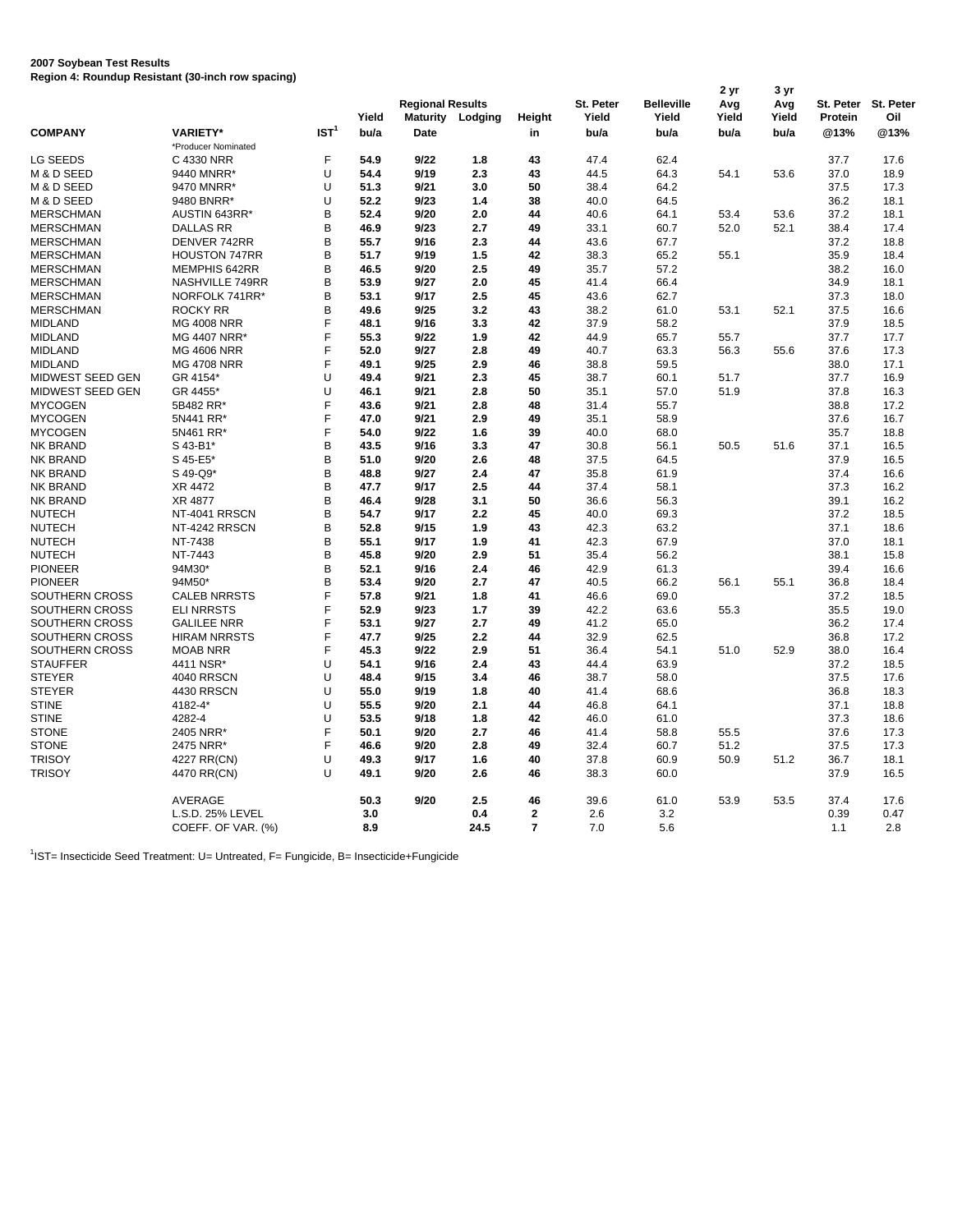**2007 Soybean Test Results**
**Region 4: Roundup Resistant (30-inch row spacing)**

| COMPANY | VARIETY* | IST[1] | Yield bu/a | Regional Results Maturity Date | Lodging | Height in | St. Peter Yield bu/a | Belleville Yield bu/a | 2 yr Avg Yield bu/a | 3 yr Avg Yield bu/a | St. Peter Protein @13% | St. Peter Oil @13% |
|---|---|---|---|---|---|---|---|---|---|---|---|---|
| | *Producer Nominated | | | | | | | | | | | |
| LG SEEDS | C 4330 NRR | F | **54.9** | **9/22** | **1.8** | **43** | 47.4 | 62.4 | | | 37.7 | 17.6 |
| M & D SEED | 9440 MNRR* | U | **54.4** | **9/19** | **2.3** | **43** | 44.5 | 64.3 | 54.1 | 53.6 | 37.0 | 18.9 |
| M & D SEED | 9470 MNRR* | U | **51.3** | **9/21** | **3.0** | **50** | 38.4 | 64.2 | | | 37.5 | 17.3 |
| M & D SEED | 9480 BNRR* | U | **52.2** | **9/23** | **1.4** | **38** | 40.0 | 64.5 | | | 36.2 | 18.1 |
| MERSCHMAN | AUSTIN 643RR* | B | **52.4** | **9/20** | **2.0** | **44** | 40.6 | 64.1 | 53.4 | 53.6 | 37.2 | 18.1 |
| MERSCHMAN | DALLAS RR | B | **46.9** | **9/23** | **2.7** | **49** | 33.1 | 60.7 | 52.0 | 52.1 | 38.4 | 17.4 |
| MERSCHMAN | DENVER 742RR | B | **55.7** | **9/16** | **2.3** | **44** | 43.6 | 67.7 | | | 37.2 | 18.8 |
| MERSCHMAN | HOUSTON 747RR | B | **51.7** | **9/19** | **1.5** | **42** | 38.3 | 65.2 | 55.1 | | 35.9 | 18.4 |
| MERSCHMAN | MEMPHIS 642RR | B | **46.5** | **9/20** | **2.5** | **49** | 35.7 | 57.2 | | | 38.2 | 16.0 |
| MERSCHMAN | NASHVILLE 749RR | B | **53.9** | **9/27** | **2.0** | **45** | 41.4 | 66.4 | | | 34.9 | 18.1 |
| MERSCHMAN | NORFOLK 741RR* | B | **53.1** | **9/17** | **2.5** | **45** | 43.6 | 62.7 | | | 37.3 | 18.0 |
| MERSCHMAN | ROCKY RR | B | **49.6** | **9/25** | **3.2** | **43** | 38.2 | 61.0 | 53.1 | 52.1 | 37.5 | 16.6 |
| MIDLAND | MG 4008 NRR | F | **48.1** | **9/16** | **3.3** | **42** | 37.9 | 58.2 | | | 37.9 | 18.5 |
| MIDLAND | MG 4407 NRR* | F | **55.3** | **9/22** | **1.9** | **42** | 44.9 | 65.7 | 55.7 | | 37.7 | 17.7 |
| MIDLAND | MG 4606 NRR | F | **52.0** | **9/27** | **2.8** | **49** | 40.7 | 63.3 | 56.3 | 55.6 | 37.6 | 17.3 |
| MIDLAND | MG 4708 NRR | F | **49.1** | **9/25** | **2.9** | **46** | 38.8 | 59.5 | | | 38.0 | 17.1 |
| MIDWEST SEED GEN | GR 4154* | U | **49.4** | **9/21** | **2.3** | **45** | 38.7 | 60.1 | 51.7 | | 37.7 | 16.9 |
| MIDWEST SEED GEN | GR 4455* | U | **46.1** | **9/21** | **2.8** | **50** | 35.1 | 57.0 | 51.9 | | 37.8 | 16.3 |
| MYCOGEN | 5B482 RR* | F | **43.6** | **9/21** | **2.8** | **48** | 31.4 | 55.7 | | | 38.8 | 17.2 |
| MYCOGEN | 5N441 RR* | F | **47.0** | **9/21** | **2.9** | **49** | 35.1 | 58.9 | | | 37.6 | 16.7 |
| MYCOGEN | 5N461 RR* | F | **54.0** | **9/22** | **1.6** | **39** | 40.0 | 68.0 | | | 35.7 | 18.8 |
| NK BRAND | S 43-B1* | B | **43.5** | **9/16** | **3.3** | **47** | 30.8 | 56.1 | 50.5 | 51.6 | 37.1 | 16.5 |
| NK BRAND | S 45-E5* | B | **51.0** | **9/20** | **2.6** | **48** | 37.5 | 64.5 | | | 37.9 | 16.5 |
| NK BRAND | S 49-Q9* | B | **48.8** | **9/27** | **2.4** | **47** | 35.8 | 61.9 | | | 37.4 | 16.6 |
| NK BRAND | XR 4472 | B | **47.7** | **9/17** | **2.5** | **44** | 37.4 | 58.1 | | | 37.3 | 16.2 |
| NK BRAND | XR 4877 | B | **46.4** | **9/28** | **3.1** | **50** | 36.6 | 56.3 | | | 39.1 | 16.2 |
| NUTECH | NT-4041 RRSCN | B | **54.7** | **9/17** | **2.2** | **45** | 40.0 | 69.3 | | | 37.2 | 18.5 |
| NUTECH | NT-4242 RRSCN | B | **52.8** | **9/15** | **1.9** | **43** | 42.3 | 63.2 | | | 37.1 | 18.6 |
| NUTECH | NT-7438 | B | **55.1** | **9/17** | **1.9** | **41** | 42.3 | 67.9 | | | 37.0 | 18.1 |
| NUTECH | NT-7443 | B | **45.8** | **9/20** | **2.9** | **51** | 35.4 | 56.2 | | | 38.1 | 15.8 |
| PIONEER | 94M30* | B | **52.1** | **9/16** | **2.4** | **46** | 42.9 | 61.3 | | | 39.4 | 16.6 |
| PIONEER | 94M50* | B | **53.4** | **9/20** | **2.7** | **47** | 40.5 | 66.2 | 56.1 | 55.1 | 36.8 | 18.4 |
| SOUTHERN CROSS | CALEB NRRSTS | F | **57.8** | **9/21** | **1.8** | **41** | 46.6 | 69.0 | | | 37.2 | 18.5 |
| SOUTHERN CROSS | ELI NRRSTS | F | **52.9** | **9/23** | **1.7** | **39** | 42.2 | 63.6 | 55.3 | | 35.5 | 19.0 |
| SOUTHERN CROSS | GALILEE NRR | F | **53.1** | **9/27** | **2.7** | **49** | 41.2 | 65.0 | | | 36.2 | 17.4 |
| SOUTHERN CROSS | HIRAM NRRSTS | F | **47.7** | **9/25** | **2.2** | **44** | 32.9 | 62.5 | | | 36.8 | 17.2 |
| SOUTHERN CROSS | MOAB NRR | F | **45.3** | **9/22** | **2.9** | **51** | 36.4 | 54.1 | 51.0 | 52.9 | 38.0 | 16.4 |
| STAUFFER | 4411 NSR* | U | **54.1** | **9/16** | **2.4** | **43** | 44.4 | 63.9 | | | 37.2 | 18.5 |
| STEYER | 4040 RRSCN | U | **48.4** | **9/15** | **3.4** | **46** | 38.7 | 58.0 | | | 37.5 | 17.6 |
| STEYER | 4430 RRSCN | U | **55.0** | **9/19** | **1.8** | **40** | 41.4 | 68.6 | | | 36.8 | 18.3 |
| STINE | 4182-4* | U | **55.5** | **9/20** | **2.1** | **44** | 46.8 | 64.1 | | | 37.1 | 18.8 |
| STINE | 4282-4 | U | **53.5** | **9/18** | **1.8** | **42** | 46.0 | 61.0 | | | 37.3 | 18.6 |
| STONE | 2405 NRR* | F | **50.1** | **9/20** | **2.7** | **46** | 41.4 | 58.8 | 55.5 | | 37.6 | 17.3 |
| STONE | 2475 NRR* | F | **46.6** | **9/20** | **2.8** | **49** | 32.4 | 60.7 | 51.2 | | 37.5 | 17.3 |
| TRISOY | 4227 RR(CN) | U | **49.3** | **9/17** | **1.6** | **40** | 37.8 | 60.9 | 50.9 | 51.2 | 36.7 | 18.1 |
| TRISOY | 4470 RR(CN) | U | **49.1** | **9/20** | **2.6** | **46** | 38.3 | 60.0 | | | 37.9 | 16.5 |
| | AVERAGE | | **50.3** | **9/20** | **2.5** | **46** | 39.6 | 61.0 | 53.9 | 53.5 | 37.4 | 17.6 |
| | L.S.D. 25% LEVEL | | **3.0** | | **0.4** | **2** | 2.6 | 3.2 | | | 0.39 | 0.47 |
| | COEFF. OF VAR. (%) | | **8.9** | | **24.5** | **7** | 7.0 | 5.6 | | | 1.1 | 2.8 |

[1]IST= Insecticide Seed Treatment: U= Untreated, F= Fungicide, B= Insecticide+Fungicide